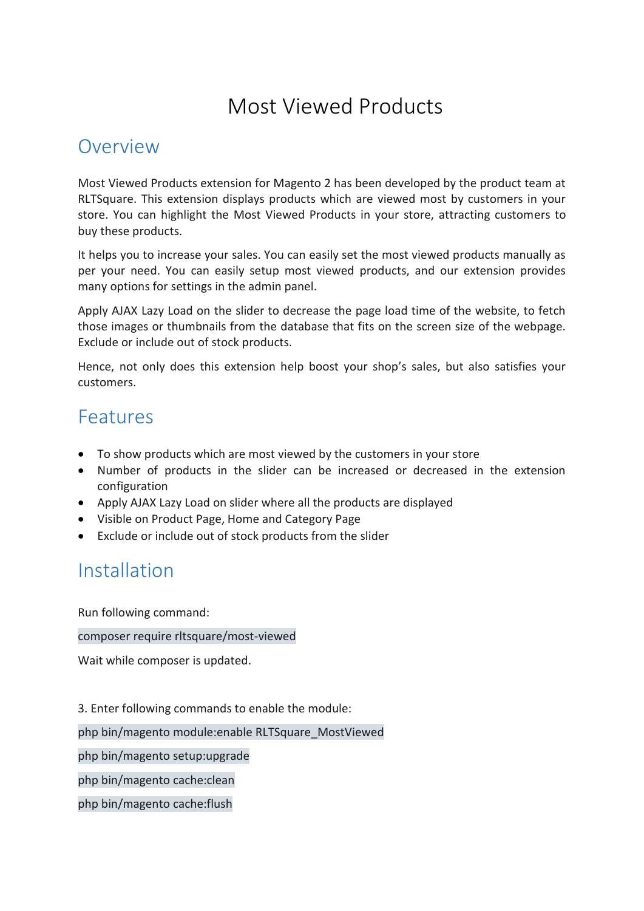# Most Viewed Products

## Overview

Most Viewed Products extension for Magento 2 has been developed by the product team at RLTSquare. This extension displays products which are viewed most by customers in your store. You can highlight the Most Viewed Products in your store, attracting customers to buy these products.

It helps you to increase your sales. You can easily set the most viewed products manually as per your need. You can easily setup most viewed products, and our extension provides many options for settings in the admin panel.

Apply AJAX Lazy Load on the slider to decrease the page load time of the website, to fetch those images or thumbnails from the database that fits on the screen size of the webpage. Exclude or include out of stock products.

Hence, not only does this extension help boost your shop's sales, but also satisfies your customers.

## Features

- To show products which are most viewed by the customers in your store
- Number of products in the slider can be increased or decreased in the extension configuration
- Apply AJAX Lazy Load on slider where all the products are displayed
- Visible on Product Page, Home and Category Page
- Exclude or include out of stock products from the slider

## Installation

Run following command:

```
composer require rltsquare/most-viewed
```

Wait while composer is updated.

3. Enter following commands to enable the module:

```
php bin/magento module:enable RLTSquare_MostViewed
```

```
php bin/magento setup:upgrade
```

```
php bin/magento cache:clean
```

```
php bin/magento cache:flush
```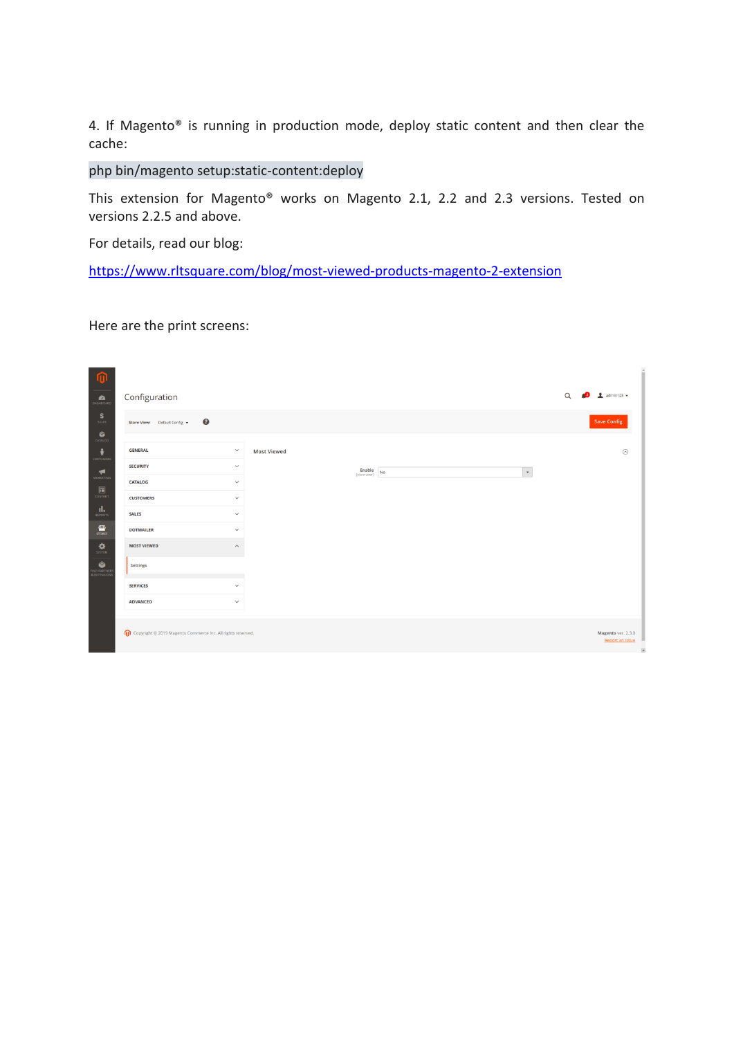4. If Magento® is running in production mode, deploy static content and then clear the cache:

```
php bin/magento setup:static-content:deploy
```

This extension for Magento® works on Magento 2.1, 2.2 and 2.3 versions. Tested on versions 2.2.5 and above.

For details, read our blog:

https://www.rltsquare.com/blog/most-viewed-products-magento-2-extension

Here are the print screens: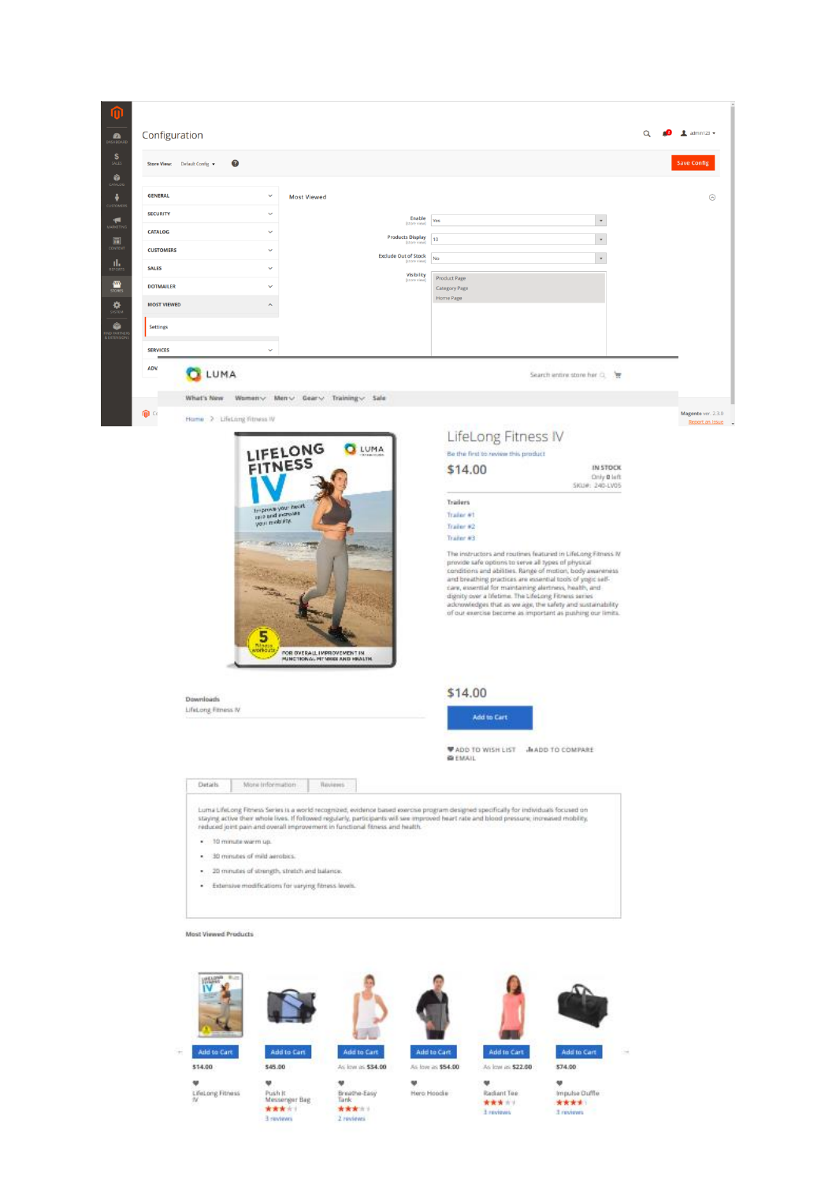Configuration

Store View: Default Config

Save Config

GENERAL

SECURITY

CATALOG

CUSTOMERS

SALES

DOTMAILER

MOST VIEWED

Settings

SERVICES

Most Viewed

Enable [store view] Yes

Products Display [store view] 10

Exclude Out of Stock [store view] No

Visibility [store view] Product Page, Category Page, Home Page

Magento ver. 2.3.0

Report an Issue

LUMA

Search entire store here...

What's New | Women | Men | Gear | Training | Sale

Home > LifeLong Fitness IV

# LifeLong Fitness IV

Be the first to review this product

$14.00

IN STOCK

Only 0 left

SKU#: 240-LV05

Trailers

- Trailer #1
- Trailer #2
- Trailer #3

The instructors and routines featured in LifeLong Fitness IV provide safe options to serve all types of physical conditions and abilities. Range of motion, body awareness and breathing practices are essential tools of yogic self-care, essential for maintaining alertness, health, and dignity over a lifetime. The LifeLong Fitness series acknowledges that as we age, the safety and sustainability of our exercise become as important as pushing our limits.

Downloads

LifeLong Fitness IV

$14.00

Add to Cart

ADD TO WISH LIST | ADD TO COMPARE | EMAIL

Details | More Information | Reviews

Luma LifeLong Fitness Series is a world recognized, evidence based exercise program designed specifically for individuals focused on staying active their whole lives. If followed regularly, participants will see improved heart rate and blood pressure, increased mobility, reduced joint pain and overall improvement in functional fitness and health.

- 10 minute warm up.
- 30 minutes of mild aerobics.
- 20 minutes of strength, stretch and balance.
- Extensive modifications for varying fitness levels.

Most Viewed Products

| LifeLong Fitness IV | Push It Messenger Bag | Breathe-Easy Tank | Hero Hoodie | Radiant Tee | Impulse Duffle |
|---|---|---|---|---|---|
| Add to Cart | Add to Cart | Add to Cart | Add to Cart | Add to Cart | Add to Cart |
| $14.00 | $45.00 | As low as $34.00 | As low as $54.00 | As low as $22.00 | $74.00 |
| | 3 reviews | 2 reviews | | 3 reviews | 3 reviews |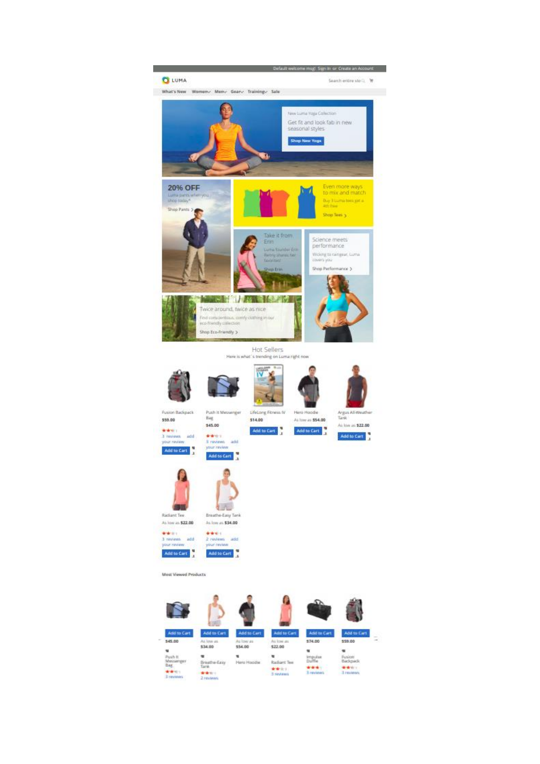Default welcome msg! Sign In or Create an Account

LUMA

Search entire store here...

What's New Women Men Gear Training Sale

New Luma Yoga Collection

Get fit and look fab in new seasonal styles

Shop New Yoga

20% OFF

Luma pants when you shop today*

Shop Pants

Even more ways to mix and match

Buy 3 Luma tees get a 4th free

Shop Tees

Take it from Erin

Luma founder Erin Renny shares her favorites!

Shop Erin

Science meets performance

Wicking to raingear, Luma covers you

Shop Performance

Twice around, twice as nice

Find conscientious, comfy clothing in our eco-friendly collection

Shop Eco-Friendly

## Hot Sellers

Here is what`s trending on Luma right now

Fusion Backpack
$59.00
3 reviews add your review
Add to Cart

Push It Messenger Bag
$45.00
3 reviews add your review
Add to Cart

LifeLong Fitness IV
$14.00
Add to Cart

Hero Hoodie
As low as $54.00
Add to Cart

Argus All-Weather Tank
As low as $22.00
Add to Cart

Radiant Tee
As low as $22.00
3 reviews add your review
Add to Cart

Breathe-Easy Tank
As low as $34.00
2 reviews add your review
Add to Cart

**Most Viewed Products**

Add to Cart
$45.00
Push It Messenger Bag
3 reviews

Add to Cart
As low as $34.00
Breathe-Easy Tank
2 reviews

Add to Cart
As low as $54.00
Hero Hoodie

Add to Cart
As low as $22.00
Radiant Tee
3 reviews

Add to Cart
$74.00
Impulse Duffle
3 reviews

Add to Cart
$59.00
Fusion Backpack
3 reviews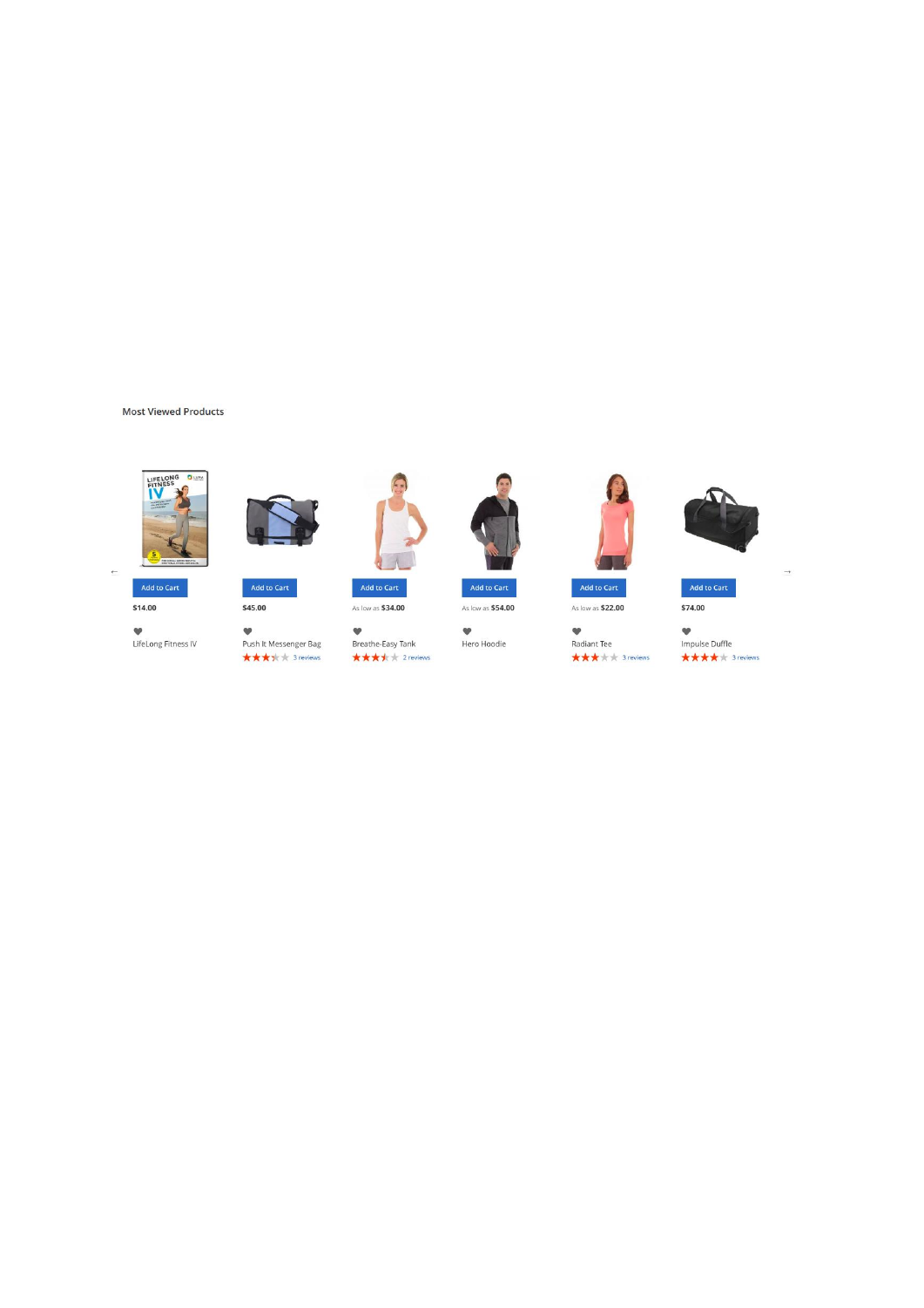## Most Viewed Products

←

Add to Cart

**$14.00**

LifeLong Fitness IV

Add to Cart

**$45.00**

Push It Messenger Bag

3 reviews

Add to Cart

As low as **$34.00**

Breathe-Easy Tank

2 reviews

Add to Cart

As low as **$54.00**

Hero Hoodie

Add to Cart

As low as **$22.00**

Radiant Tee

3 reviews

Add to Cart

**$74.00**

Impulse Duffle

3 reviews

→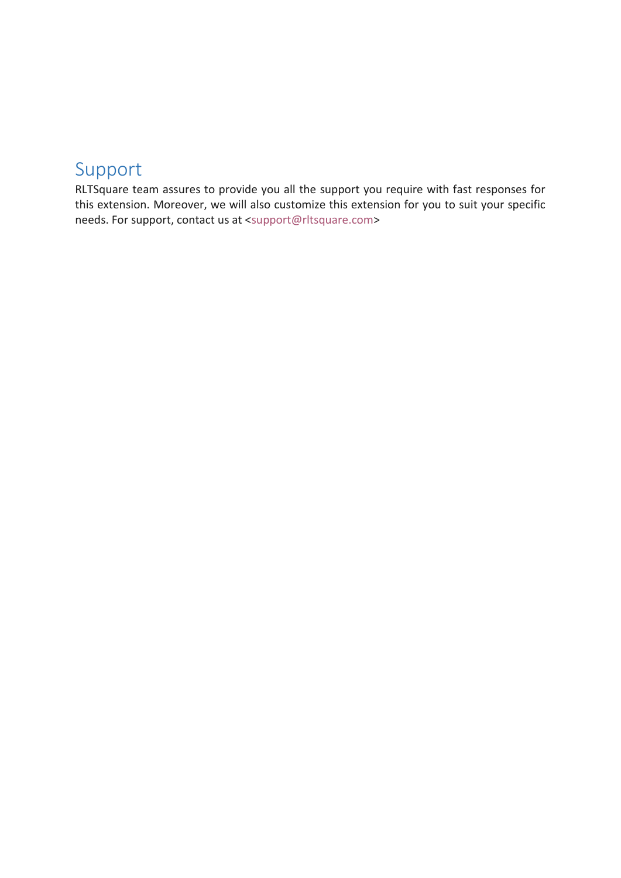# Support

RLTSquare team assures to provide you all the support you require with fast responses for this extension. Moreover, we will also customize this extension for you to suit your specific needs. For support, contact us at <support@rltsquare.com>